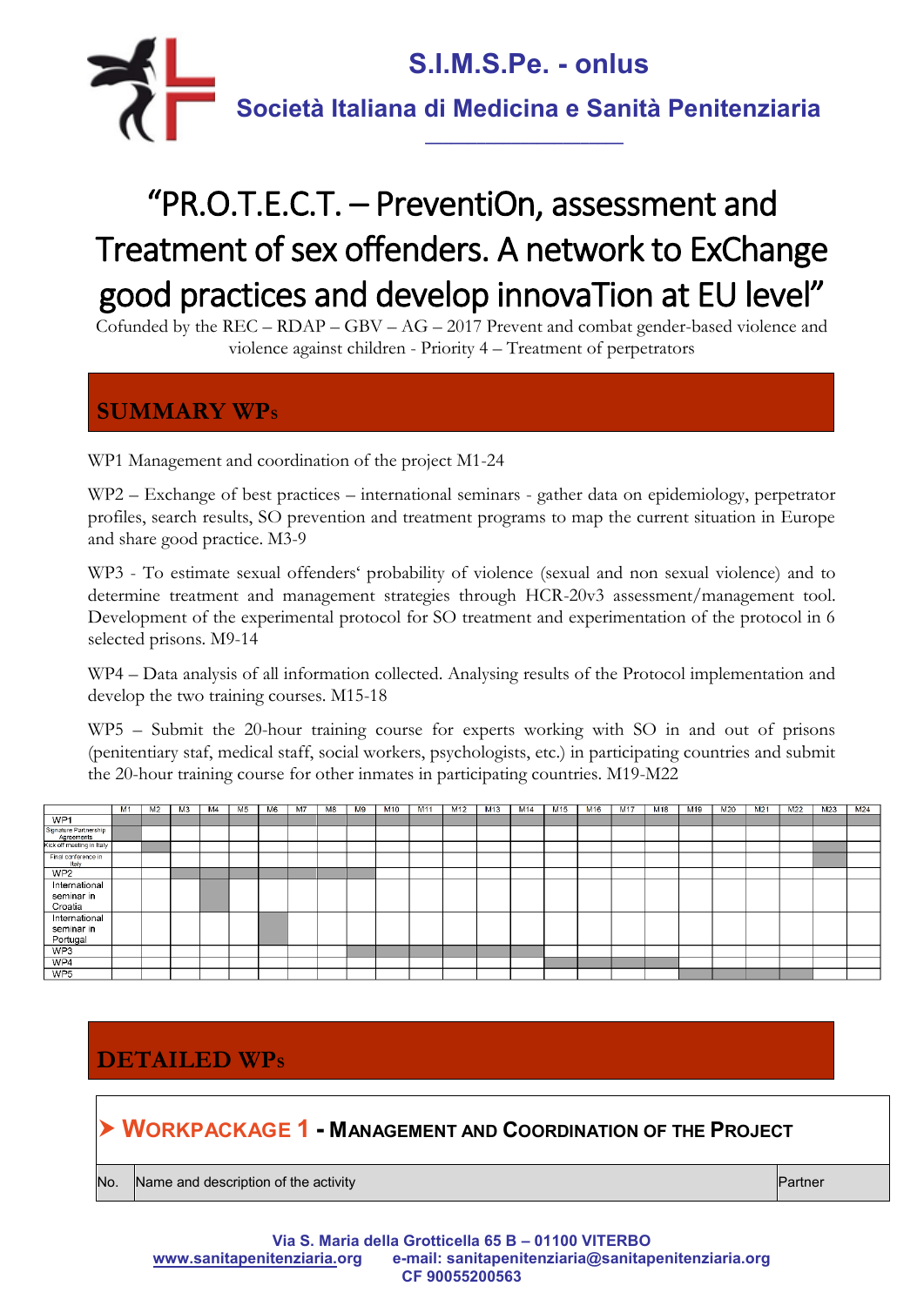**S.I.M.S.Pe. - onlus**

**Società Italiana di Medicina e Sanità Penitenziaria**

# "PR.O.T.E.C.T. – PreventiOn, assessment and Treatment of sex offenders. A network to ExChange good practices and develop innovaTion at EU level"

Cofunded by the REC – RDAP – GBV – AG – 2017 Prevent and combat gender-based violence and violence against children - Priority 4 – Treatment of perpetrators

## SUMMARY WPs

WP1 Management and coordination of the project M1-24

WP2 – Exchange of best practices – international seminars - gather data on epidemiology, perpetrator profiles, search results, SO prevention and treatment programs to map the current situation in Europe and share good practice. M3-9

WP3 - To estimate sexual offenders' probability of violence (sexual and non sexual violence) and to determine treatment and management strategies through HCR-20v3 assessment/management tool. Development of the experimental protocol for SO treatment and experimentation of the protocol in 6 selected prisons. M9-14

WP4 – Data analysis of all information collected. Analysing results of the Protocol implementation and develop the two training courses. M15-18

WP5 – Submit the 20-hour training course for experts working with SO in and out of prisons (penitentiary staf, medical staff, social workers, psychologists, etc.) in participating countries and submit the 20-hour training course for other inmates in participating countries. M19-M22

| | M1 | M2 | M3 | M4 | M5 | M6 | M7 | M8 | M9 | M10 | M11 | M12 | M13 | M14 | M15 | M16 | M17 | M18 | M19 | M20 | M21 | M22 | M23 | M24 |
|---|---|---|---|---|---|---|---|---|---|---|---|---|---|---|---|---|---|---|---|---|---|---|---|---|
| WP1 | X | X | X | X | X | X | X | X | X | X | X | X | X | X | X | X | X | X | X | X | X | X | X | X |
| Signature Partnership Agreements | X | | | | | | | | | | | | | | | | | | | | | | | |
| Kick off meeting in Italy | | X | | | | | | | | | | | | | | | | | | | | | | |
| Final conference in Italy | | | | | | | | | | | | | | | | | | | | | | | X | |
| WP2 | | | X | X | X | X | X | X | X | | | | | | | | | | | | | | | |
| International seminar in Croatia | | | | X | | | | | | | | | | | | | | | | | | | | |
| International seminar in Portugal | | | | | | X | | | | | | | | | | | | | | | | | | |
| WP3 | | | | | | | | | X | X | X | X | X | X | | | | | | | | | | |
| WP4 | | | | | | | | | | | | | | | X | X | X | X | | | | | | |
| WP5 | | | | | | | | | | | | | | | | | | | X | X | X | X | | |

## DETAILED WPs

### ➤ WORKPACKAGE 1 - MANAGEMENT AND COORDINATION OF THE PROJECT

| No. | Name and description of the activity | Partner |
|---|---|---|

Via S. Maria della Grotticella 65 B – 01100 VITERBO
www.sanitapenitenziaria.org e-mail: sanitapenitenziaria@sanitapenitenziaria.org
CF 90055200563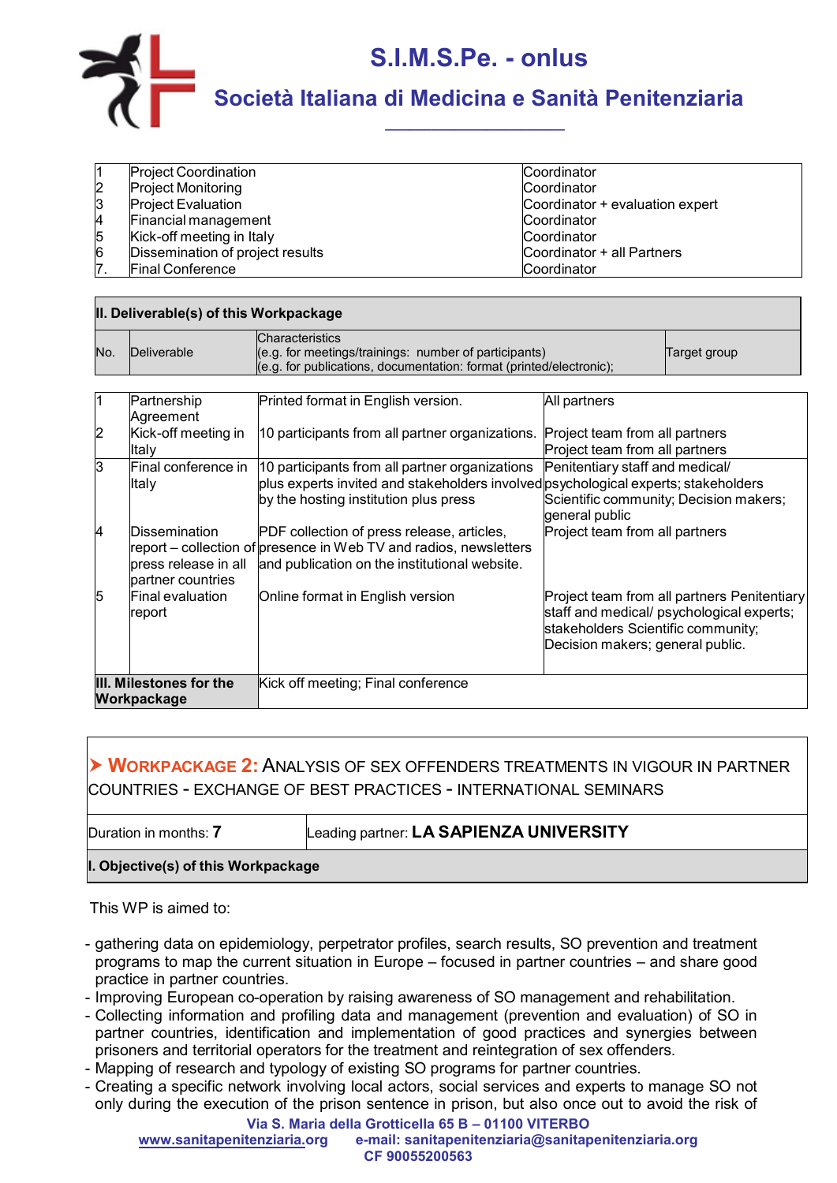| | | |
|---|---|---|
| 1 | Project Coordination | Coordinator |
| 2 | Project Monitoring | Coordinator |
| 3 | Project Evaluation | Coordinator + evaluation expert |
| 4 | Financial management | Coordinator |
| 5 | Kick-off meeting in Italy | Coordinator |
| 6 | Dissemination of project results | Coordinator + all Partners |
| 7. | Final Conference | Coordinator |

**II. Deliverable(s) of this Workpackage**

| No. | Deliverable | Characteristics (e.g. for meetings/trainings: number of participants) (e.g. for publications, documentation: format (printed/electronic); | Target group |
|---|---|---|---|
| 1 | Partnership Agreement | Printed format in English version. | All partners |
| 2 | Kick-off meeting in Italy | 10 participants from all partner organizations. | Project team from all partners Project team from all partners |
| 3 | Final conference in Italy | 10 participants from all partner organizations plus experts invited and stakeholders involved by the hosting institution plus press | Penitentiary staff and medical/ psychological experts; stakeholders Scientific community; Decision makers; general public |
| 4 | Dissemination report – collection of press release in all partner countries | PDF collection of press release, articles, presence in Web TV and radios, newsletters and publication on the institutional website. | Project team from all partners |
| 5 | Final evaluation report | Online format in English version | Project team from all partners Penitentiary staff and medical/ psychological experts; stakeholders Scientific community; Decision makers; general public. |

| | |
|---|---|
| **III. Milestones for the Workpackage** | Kick off meeting; Final conference |

## ➤ WORKPACKAGE 2: ANALYSIS OF SEX OFFENDERS TREATMENTS IN VIGOUR IN PARTNER COUNTRIES - EXCHANGE OF BEST PRACTICES - INTERNATIONAL SEMINARS

| | |
|---|---|
| Duration in months: **7** | Leading partner: **LA SAPIENZA UNIVERSITY** |

**I. Objective(s) of this Workpackage**

This WP is aimed to:

- gathering data on epidemiology, perpetrator profiles, search results, SO prevention and treatment programs to map the current situation in Europe – focused in partner countries – and share good practice in partner countries.
- Improving European co-operation by raising awareness of SO management and rehabilitation.
- Collecting information and profiling data and management (prevention and evaluation) of SO in partner countries, identification and implementation of good practices and synergies between prisoners and territorial operators for the treatment and reintegration of sex offenders.
- Mapping of research and typology of existing SO programs for partner countries.
- Creating a specific network involving local actors, social services and experts to manage SO not only during the execution of the prison sentence in prison, but also once out to avoid the risk of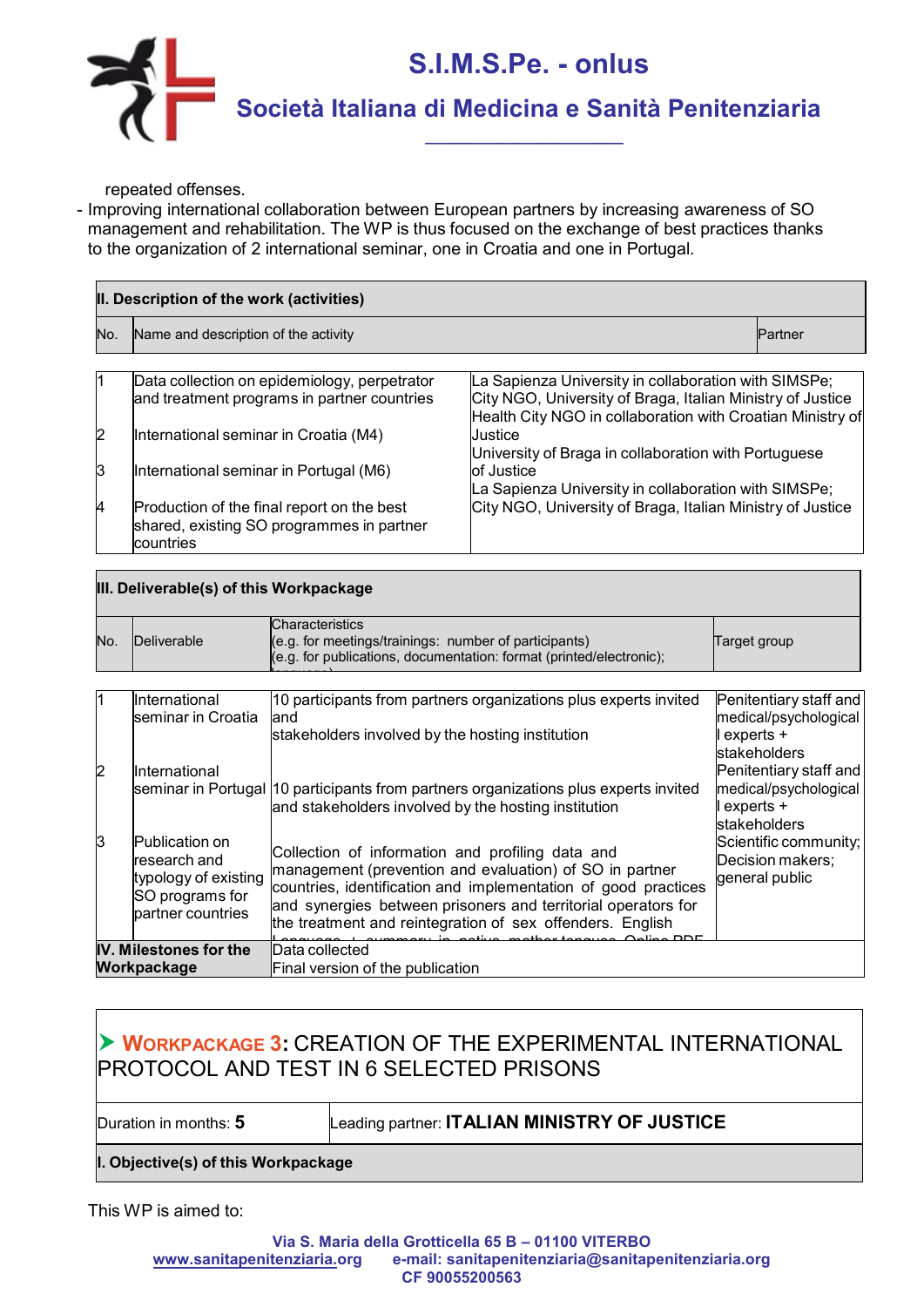repeated offenses.

- Improving international collaboration between European partners by increasing awareness of SO management and rehabilitation. The WP is thus focused on the exchange of best practices thanks to the organization of 2 international seminar, one in Croatia and one in Portugal.

| II. Description of the work (activities) | | |
|---|---|---|
| No. | Name and description of the activity | Partner |
| 1 | Data collection on epidemiology, perpetrator and treatment programs in partner countries | La Sapienza University in collaboration with SIMSPe; City NGO, University of Braga, Italian Ministry of Justice |
| 2 | International seminar in Croatia (M4) | Health City NGO in collaboration with Croatian Ministry of Justice |
| 3 | International seminar in Portugal (M6) | University of Braga in collaboration with Portuguese of Justice |
| 4 | Production of the final report on the best shared, existing SO programmes in partner countries | La Sapienza University in collaboration with SIMSPe; City NGO, University of Braga, Italian Ministry of Justice |

| III. Deliverable(s) of this Workpackage | | | |
|---|---|---|---|
| No. | Deliverable | Characteristics<br>(e.g. for meetings/trainings: number of participants)<br>(e.g. for publications, documentation: format (printed/electronic); | Target group |
| 1 | International seminar in Croatia | 10 participants from partners organizations plus experts invited and<br>stakeholders involved by the hosting institution | Penitentiary staff and medical/psychological experts + stakeholders |
| 2 | International seminar in Portugal | 10 participants from partners organizations plus experts invited and stakeholders involved by the hosting institution | Penitentiary staff and medical/psychological experts + stakeholders |
| 3 | Publication on research and typology of existing SO programs for partner countries | Collection of information and profiling data and management (prevention and evaluation) of SO in partner countries, identification and implementation of good practices and synergies between prisoners and territorial operators for the treatment and reintegration of sex offenders. English language + summary in native mother tongue. Online PDF | Scientific community; Decision makers; general public |
| **IV. Milestones for the Workpackage** | Data collected<br>Final version of the publication | | |

## ➤ WORKPACKAGE 3: CREATION OF THE EXPERIMENTAL INTERNATIONAL PROTOCOL AND TEST IN 6 SELECTED PRISONS

| Duration in months: **5** | Leading partner: **ITALIAN MINISTRY OF JUSTICE** |
|---|---|
| **I. Objective(s) of this Workpackage** | |

This WP is aimed to: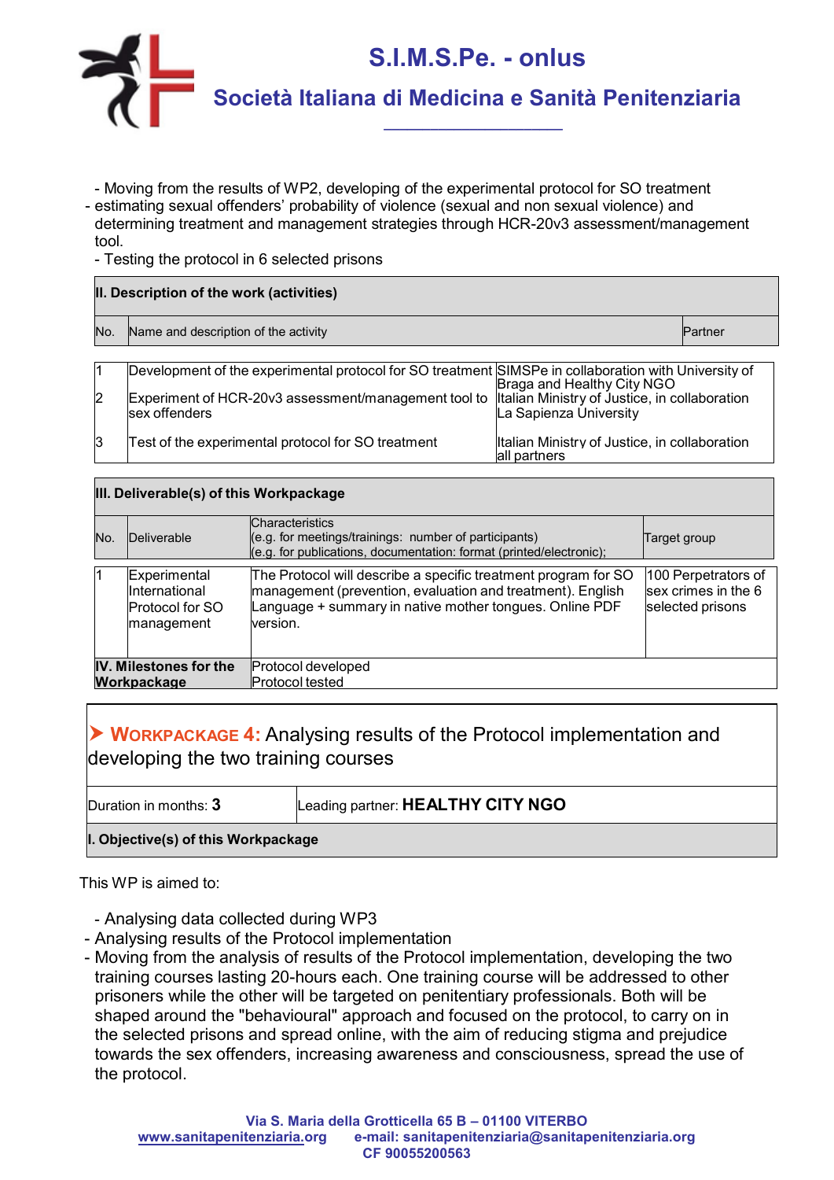- Moving from the results of WP2, developing of the experimental protocol for SO treatment
- estimating sexual offenders' probability of violence (sexual and non sexual violence) and determining treatment and management strategies through HCR-20v3 assessment/management tool.
- Testing the protocol in 6 selected prisons

| **II. Description of the work (activities)** | | |
|---|---|---|
| No. | Name and description of the activity | Partner |
| 1 | Development of the experimental protocol for SO treatment | SIMSPe in collaboration with University of Braga and Healthy City NGO |
| 2 | Experiment of HCR-20v3 assessment/management tool to sex offenders | Italian Ministry of Justice, in collaboration La Sapienza University |
| 3 | Test of the experimental protocol for SO treatment | Italian Ministry of Justice, in collaboration all partners |

| **III. Deliverable(s) of this Workpackage** | | | |
|---|---|---|---|
| No. | Deliverable | Characteristics<br>(e.g. for meetings/trainings: number of participants)<br>(e.g. for publications, documentation: format (printed/electronic); | Target group |
| 1 | Experimental International Protocol for SO management | The Protocol will describe a specific treatment program for SO management (prevention, evaluation and treatment). English Language + summary in native mother tongues. Online PDF version. | 100 Perpetrators of sex crimes in the 6 selected prisons |
| **IV. Milestones for the Workpackage** | | Protocol developed<br>Protocol tested | |

## ➤ WORKPACKAGE 4: Analysing results of the Protocol implementation and developing the two training courses

| Duration in months: **3** | Leading partner: **HEALTHY CITY NGO** |
|---|---|
| **I. Objective(s) of this Workpackage** | |

This WP is aimed to:

- Analysing data collected during WP3
- Analysing results of the Protocol implementation
- Moving from the analysis of results of the Protocol implementation, developing the two training courses lasting 20-hours each. One training course will be addressed to other prisoners while the other will be targeted on penitentiary professionals. Both will be shaped around the "behavioural" approach and focused on the protocol, to carry on in the selected prisons and spread online, with the aim of reducing stigma and prejudice towards the sex offenders, increasing awareness and consciousness, spread the use of the protocol.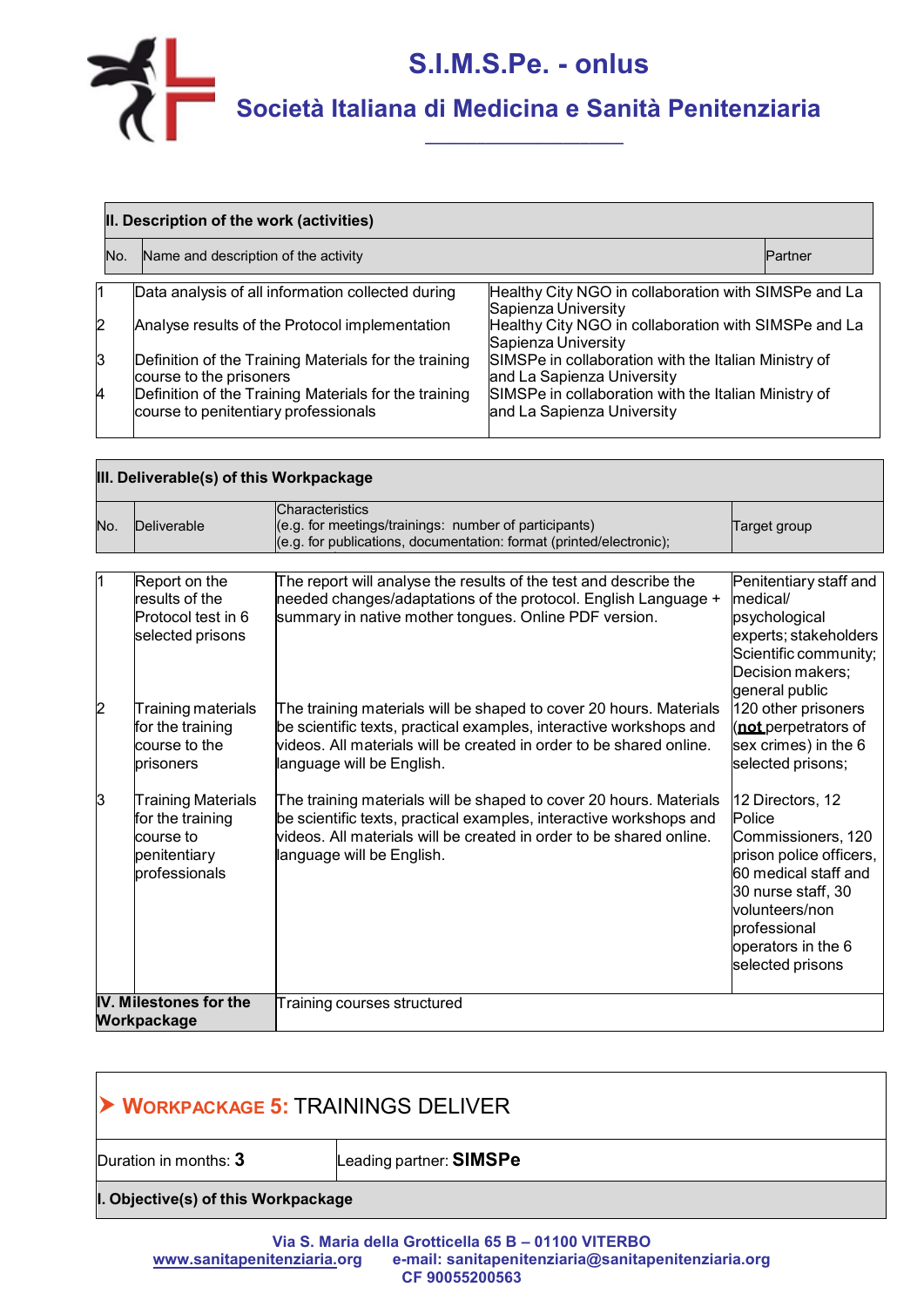| II. Description of the work (activities) | | |
|---|---|---|
| No. | Name and description of the activity | Partner |
| 1 | Data analysis of all information collected during | Healthy City NGO in collaboration with SIMSPe and La Sapienza University |
| 2 | Analyse results of the Protocol implementation | Healthy City NGO in collaboration with SIMSPe and La Sapienza University |
| 3 | Definition of the Training Materials for the training course to the prisoners | SIMSPe in collaboration with the Italian Ministry of and La Sapienza University |
| 4 | Definition of the Training Materials for the training course to penitentiary professionals | SIMSPe in collaboration with the Italian Ministry of and La Sapienza University |

| III. Deliverable(s) of this Workpackage | | | |
|---|---|---|---|
| No. | Deliverable | Characteristics (e.g. for meetings/trainings: number of participants) (e.g. for publications, documentation: format (printed/electronic); | Target group |
| 1 | Report on the results of the Protocol test in 6 selected prisons | The report will analyse the results of the test and describe the needed changes/adaptations of the protocol. English Language + summary in native mother tongues. Online PDF version. | Penitentiary staff and medical/ psychological experts; stakeholders Scientific community; Decision makers; general public |
| 2 | Training materials for the training course to the prisoners | The training materials will be shaped to cover 20 hours. Materials be scientific texts, practical examples, interactive workshops and videos. All materials will be created in order to be shared online. language will be English. | 120 other prisoners (**not** perpetrators of sex crimes) in the 6 selected prisons; |
| 3 | Training Materials for the training course to penitentiary professionals | The training materials will be shaped to cover 20 hours. Materials be scientific texts, practical examples, interactive workshops and videos. All materials will be created in order to be shared online. language will be English. | 12 Directors, 12 Police Commissioners, 120 prison police officers, 60 medical staff and 30 nurse staff, 30 volunteers/non professional operators in the 6 selected prisons |
| **IV. Milestones for the Workpackage** | Training courses structured | | |

## ➤ WORKPACKAGE 5: TRAININGS DELIVER

| Duration in months: **3** | Leading partner: **SIMSPe** |
|---|---|
| **I. Objective(s) of this Workpackage** | |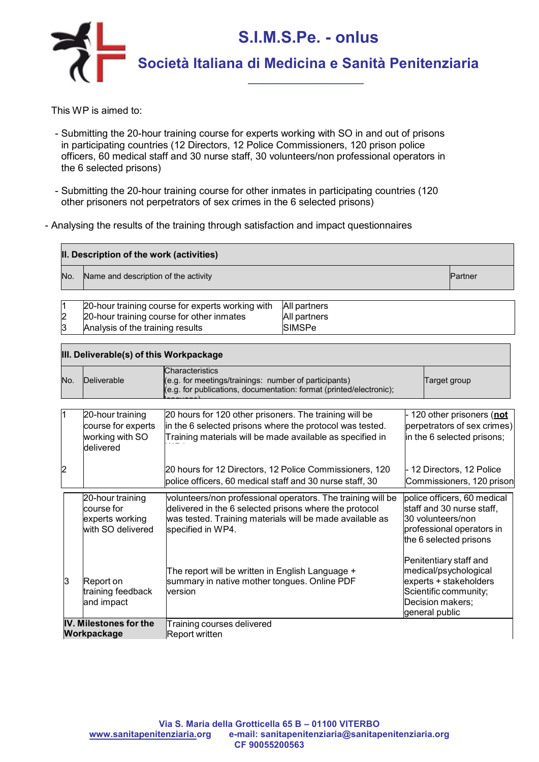This WP is aimed to:

- Submitting the 20-hour training course for experts working with SO in and out of prisons in participating countries (12 Directors, 12 Police Commissioners, 120 prison police officers, 60 medical staff and 30 nurse staff, 30 volunteers/non professional operators in the 6 selected prisons)

- Submitting the 20-hour training course for other inmates in participating countries (120 other prisoners not perpetrators of sex crimes in the 6 selected prisons)

- Analysing the results of the training through satisfaction and impact questionnaires

**II. Description of the work (activities)**

| No. | Name and description of the activity | Partner |
|---|---|---|
| 1 | 20-hour training course for experts working with | All partners |
| 2 | 20-hour training course for other inmates | All partners |
| 3 | Analysis of the training results | SIMSPe |

**III. Deliverable(s) of this Workpackage**

| No. | Deliverable | Characteristics (e.g. for meetings/trainings: number of participants) (e.g. for publications, documentation: format (printed/electronic); language) | Target group |
|---|---|---|---|
| 1 | 20-hour training course for experts working with SO delivered | 20 hours for 120 other prisoners. The training will be in the 6 selected prisons where the protocol was tested. Training materials will be made available as specified in WP4 | - 120 other prisoners (**not** perpetrators of sex crimes) in the 6 selected prisons; |
| 2 | 20-hour training course for experts working with SO delivered | 20 hours for 12 Directors, 12 Police Commissioners, 120 police officers, 60 medical staff and 30 nurse staff, 30 volunteers/non professional operators. The training will be delivered in the 6 selected prisons where the protocol was tested. Training materials will be made available as specified in WP4. | - 12 Directors, 12 Police Commissioners, 120 prison police officers, 60 medical staff and 30 nurse staff, 30 volunteers/non professional operators in the 6 selected prisons |
| 3 | Report on training feedback and impact | The report will be written in English Language + summary in native mother tongues. Online PDF version | Penitentiary staff and medical/psychological experts + stakeholders Scientific community; Decision makers; general public |

| **IV. Milestones for the Workpackage** | Training courses delivered<br>Report written |
|---|---|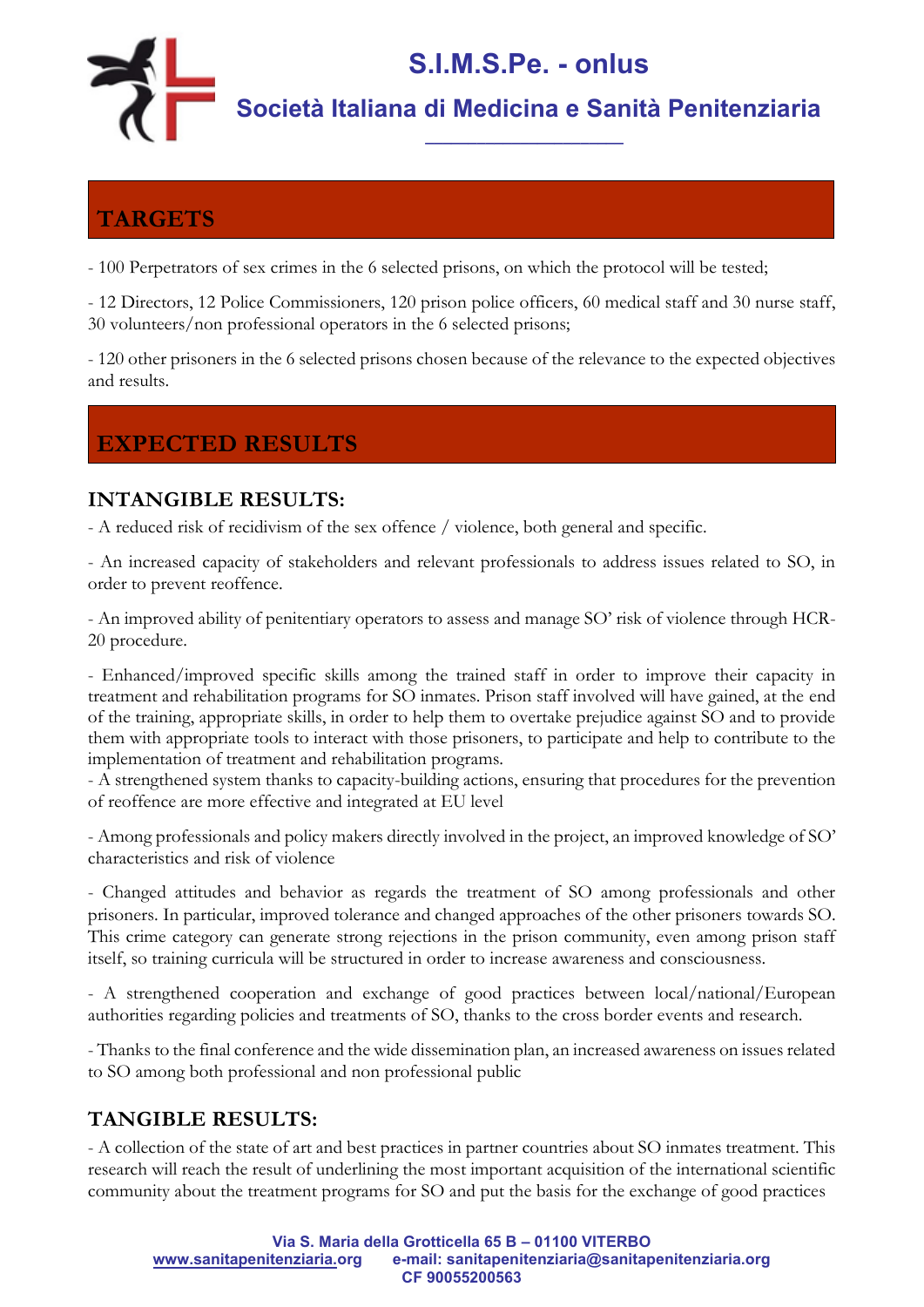## TARGETS

- 100 Perpetrators of sex crimes in the 6 selected prisons, on which the protocol will be tested;

- 12 Directors, 12 Police Commissioners, 120 prison police officers, 60 medical staff and 30 nurse staff, 30 volunteers/non professional operators in the 6 selected prisons;

- 120 other prisoners in the 6 selected prisons chosen because of the relevance to the expected objectives and results.

## EXPECTED RESULTS

### INTANGIBLE RESULTS:

- A reduced risk of recidivism of the sex offence / violence, both general and specific.

- An increased capacity of stakeholders and relevant professionals to address issues related to SO, in order to prevent reoffence.

- An improved ability of penitentiary operators to assess and manage SO' risk of violence through HCR-20 procedure.

- Enhanced/improved specific skills among the trained staff in order to improve their capacity in treatment and rehabilitation programs for SO inmates. Prison staff involved will have gained, at the end of the training, appropriate skills, in order to help them to overtake prejudice against SO and to provide them with appropriate tools to interact with those prisoners, to participate and help to contribute to the implementation of treatment and rehabilitation programs.

- A strengthened system thanks to capacity-building actions, ensuring that procedures for the prevention of reoffence are more effective and integrated at EU level

- Among professionals and policy makers directly involved in the project, an improved knowledge of SO' characteristics and risk of violence

- Changed attitudes and behavior as regards the treatment of SO among professionals and other prisoners. In particular, improved tolerance and changed approaches of the other prisoners towards SO. This crime category can generate strong rejections in the prison community, even among prison staff itself, so training curricula will be structured in order to increase awareness and consciousness.

- A strengthened cooperation and exchange of good practices between local/national/European authorities regarding policies and treatments of SO, thanks to the cross border events and research.

- Thanks to the final conference and the wide dissemination plan, an increased awareness on issues related to SO among both professional and non professional public

### TANGIBLE RESULTS:

- A collection of the state of art and best practices in partner countries about SO inmates treatment. This research will reach the result of underlining the most important acquisition of the international scientific community about the treatment programs for SO and put the basis for the exchange of good practices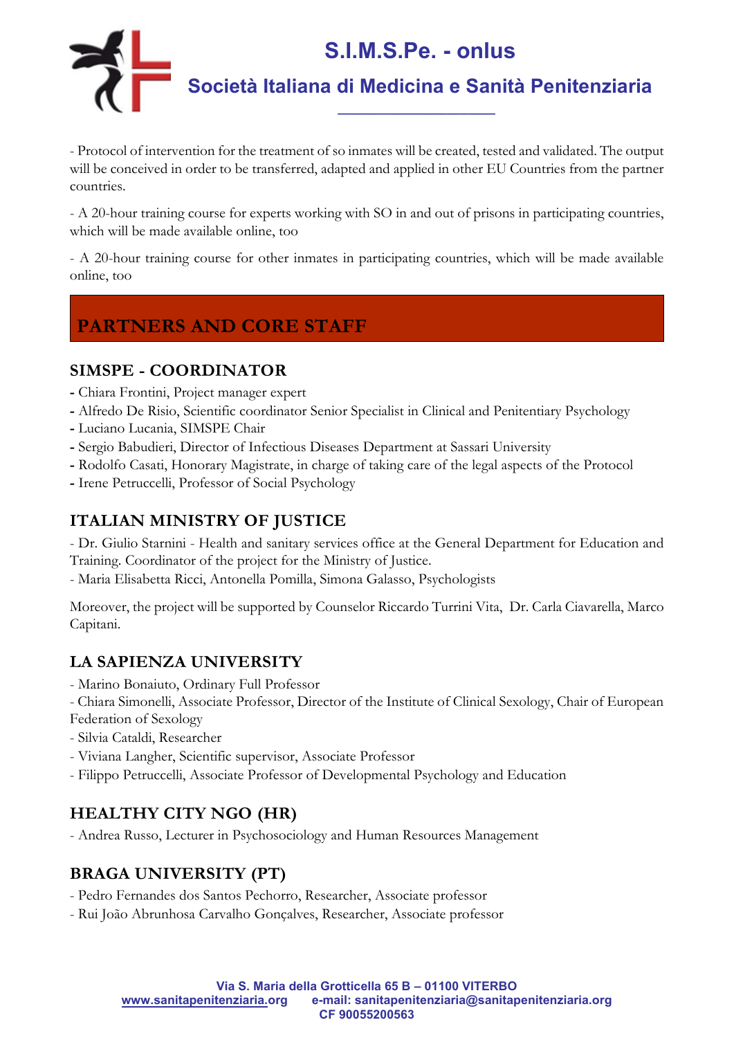- Protocol of intervention for the treatment of so inmates will be created, tested and validated. The output will be conceived in order to be transferred, adapted and applied in other EU Countries from the partner countries.

- A 20-hour training course for experts working with SO in and out of prisons in participating countries, which will be made available online, too

- A 20-hour training course for other inmates in participating countries, which will be made available online, too

## PARTNERS AND CORE STAFF

### SIMSPE - COORDINATOR

- Chiara Frontini, Project manager expert
- Alfredo De Risio, Scientific coordinator Senior Specialist in Clinical and Penitentiary Psychology
- Luciano Lucania, SIMSPE Chair
- Sergio Babudieri, Director of Infectious Diseases Department at Sassari University
- Rodolfo Casati, Honorary Magistrate, in charge of taking care of the legal aspects of the Protocol
- Irene Petruccelli, Professor of Social Psychology

### ITALIAN MINISTRY OF JUSTICE

- Dr. Giulio Starnini - Health and sanitary services office at the General Department for Education and Training. Coordinator of the project for the Ministry of Justice.
- Maria Elisabetta Ricci, Antonella Pomilla, Simona Galasso, Psychologists

Moreover, the project will be supported by Counselor Riccardo Turrini Vita, Dr. Carla Ciavarella, Marco Capitani.

### LA SAPIENZA UNIVERSITY

- Marino Bonaiuto, Ordinary Full Professor
- Chiara Simonelli, Associate Professor, Director of the Institute of Clinical Sexology, Chair of European Federation of Sexology
- Silvia Cataldi, Researcher
- Viviana Langher, Scientific supervisor, Associate Professor
- Filippo Petruccelli, Associate Professor of Developmental Psychology and Education

### HEALTHY CITY NGO (HR)

- Andrea Russo, Lecturer in Psychosociology and Human Resources Management

### BRAGA UNIVERSITY (PT)

- Pedro Fernandes dos Santos Pechorro, Researcher, Associate professor
- Rui João Abrunhosa Carvalho Gonçalves, Researcher, Associate professor